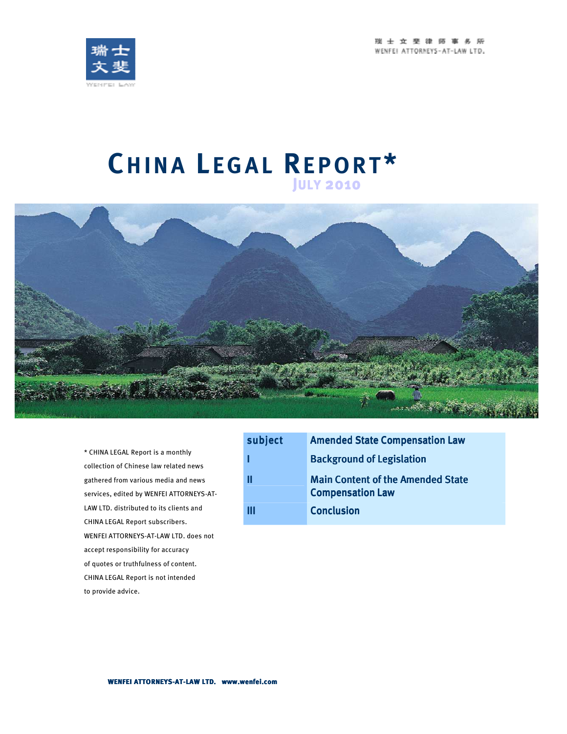瑞士文斐律师事务所
WENFEI ATTORNEYS-AT-LAW LTD.

# CHINA LEGAL REPORT*

## JULY 2010

| subject | Amended State Compensation Law |
|---|---|
| I | Background of Legislation |
| II | Main Content of the Amended State Compensation Law |
| III | Conclusion |

* CHINA LEGAL Report is a monthly collection of Chinese law related news gathered from various media and news services, edited by WENFEI ATTORNEYS-AT-LAW LTD. distributed to its clients and CHINA LEGAL Report subscribers. WENFEI ATTORNEYS-AT-LAW LTD. does not accept responsibility for accuracy of quotes or truthfulness of content. CHINA LEGAL Report is not intended to provide advice.

**WENFEI ATTORNEYS-AT-LAW LTD. www.wenfei.com**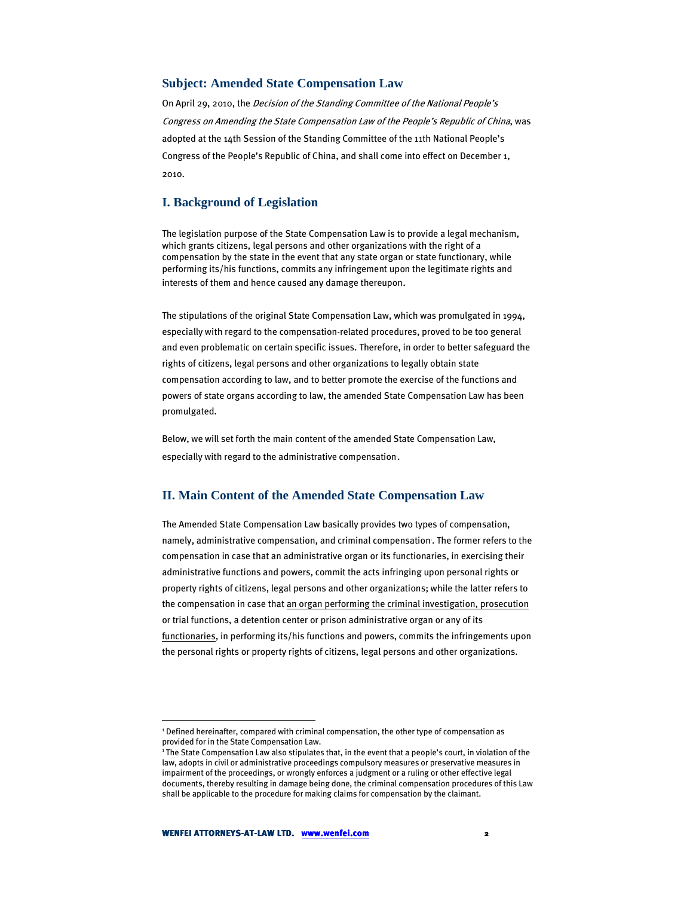## Subject: Amended State Compensation Law

On April 29, 2010, the *Decision of the Standing Committee of the National People's Congress on Amending the State Compensation Law of the People's Republic of China*, was adopted at the 14th Session of the Standing Committee of the 11th National People's Congress of the People's Republic of China, and shall come into effect on December 1, 2010.

## I. Background of Legislation

The legislation purpose of the State Compensation Law is to provide a legal mechanism, which grants citizens, legal persons and other organizations with the right of a compensation by the state in the event that any state organ or state functionary, while performing its/his functions, commits any infringement upon the legitimate rights and interests of them and hence caused any damage thereupon.

The stipulations of the original State Compensation Law, which was promulgated in 1994, especially with regard to the compensation-related procedures, proved to be too general and even problematic on certain specific issues. Therefore, in order to better safeguard the rights of citizens, legal persons and other organizations to legally obtain state compensation according to law, and to better promote the exercise of the functions and powers of state organs according to law, the amended State Compensation Law has been promulgated.

Below, we will set forth the main content of the amended State Compensation Law, especially with regard to the administrative compensation[1].

## II. Main Content of the Amended State Compensation Law

The Amended State Compensation Law basically provides two types of compensation, namely, administrative compensation, and criminal compensation[1]. The former refers to the compensation in case that an administrative organ or its functionaries, in exercising their administrative functions and powers, commit the acts infringing upon personal rights or property rights of citizens, legal persons and other organizations; while the latter refers to the compensation in case that an organ performing the criminal investigation, prosecution or trial functions, a detention center or prison administrative organ or any of its functionaries, in performing its/his functions and powers, commits the infringements upon the personal rights or property rights of citizens, legal persons and other organizations.

---

[1] Defined hereinafter, compared with criminal compensation, the other type of compensation as provided for in the State Compensation Law.

[1] The State Compensation Law also stipulates that, in the event that a people's court, in violation of the law, adopts in civil or administrative proceedings compulsory measures or preservative measures in impairment of the proceedings, or wrongly enforces a judgment or a ruling or other effective legal documents, thereby resulting in damage being done, the criminal compensation procedures of this Law shall be applicable to the procedure for making claims for compensation by the claimant.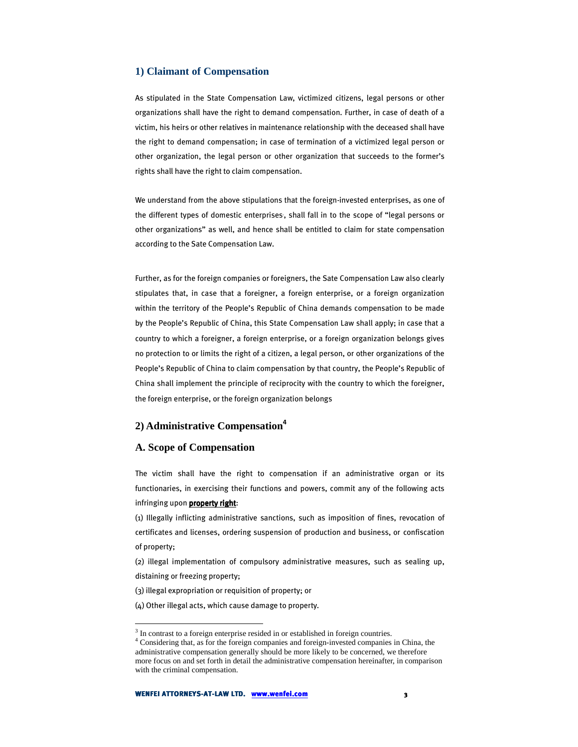## 1) Claimant of Compensation

As stipulated in the State Compensation Law, victimized citizens, legal persons or other organizations shall have the right to demand compensation. Further, in case of death of a victim, his heirs or other relatives in maintenance relationship with the deceased shall have the right to demand compensation; in case of termination of a victimized legal person or other organization, the legal person or other organization that succeeds to the former's rights shall have the right to claim compensation.

We understand from the above stipulations that the foreign-invested enterprises, as one of the different types of domestic enterprises[3], shall fall in to the scope of "legal persons or other organizations" as well, and hence shall be entitled to claim for state compensation according to the Sate Compensation Law.

Further, as for the foreign companies or foreigners, the Sate Compensation Law also clearly stipulates that, in case that a foreigner, a foreign enterprise, or a foreign organization within the territory of the People's Republic of China demands compensation to be made by the People's Republic of China, this State Compensation Law shall apply; in case that a country to which a foreigner, a foreign enterprise, or a foreign organization belongs gives no protection to or limits the right of a citizen, a legal person, or other organizations of the People's Republic of China to claim compensation by that country, the People's Republic of China shall implement the principle of reciprocity with the country to which the foreigner, the foreign enterprise, or the foreign organization belongs

## 2) Administrative Compensation[4]

### A. Scope of Compensation

The victim shall have the right to compensation if an administrative organ or its functionaries, in exercising their functions and powers, commit any of the following acts infringing upon **property right**:

(1) Illegally inflicting administrative sanctions, such as imposition of fines, revocation of certificates and licenses, ordering suspension of production and business, or confiscation of property;

(2) illegal implementation of compulsory administrative measures, such as sealing up, distaining or freezing property;

(3) illegal expropriation or requisition of property; or

(4) Other illegal acts, which cause damage to property.

---

[3] In contrast to a foreign enterprise resided in or established in foreign countries.

[4] Considering that, as for the foreign companies and foreign-invested companies in China, the administrative compensation generally should be more likely to be concerned, we therefore more focus on and set forth in detail the administrative compensation hereinafter, in comparison with the criminal compensation.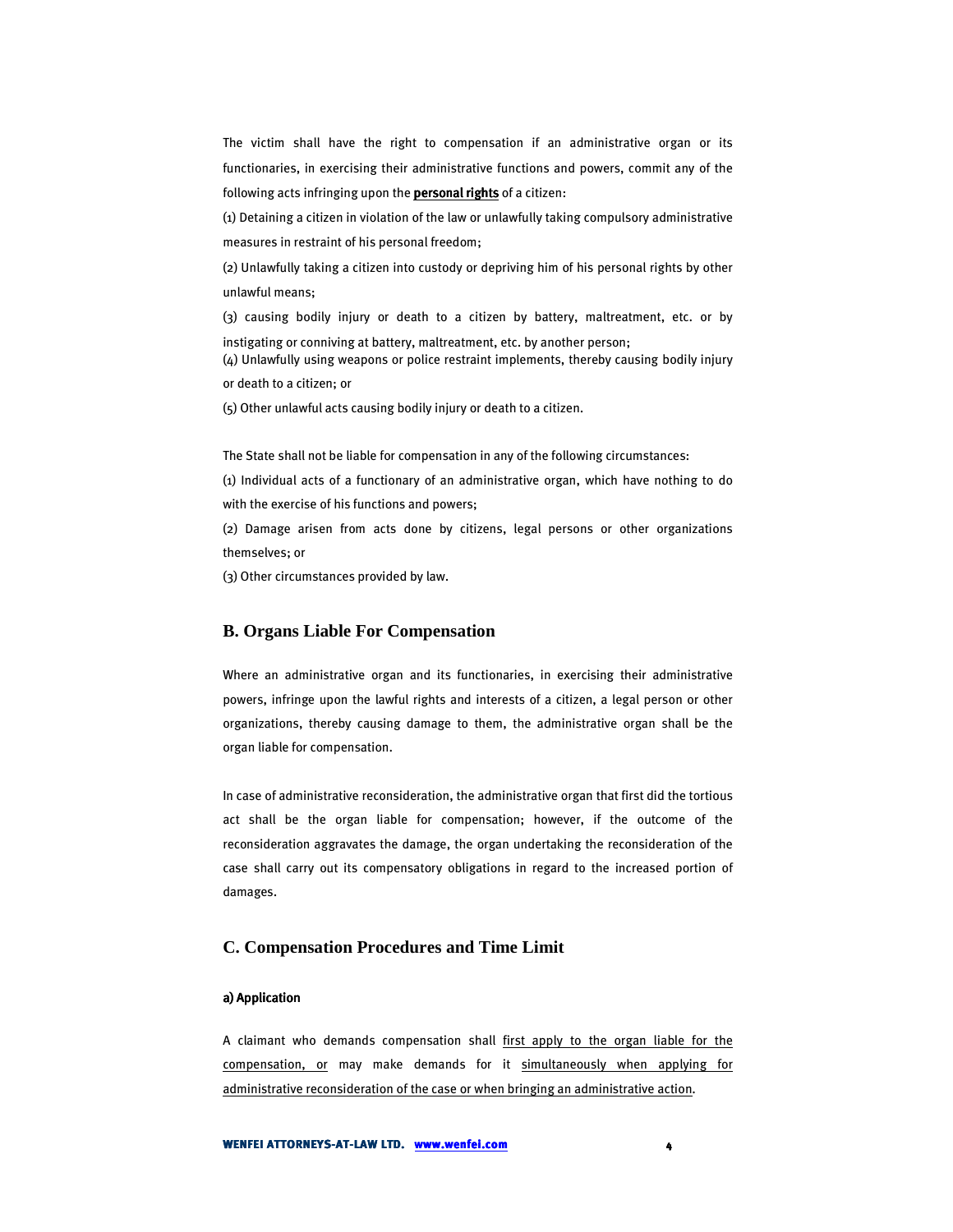The victim shall have the right to compensation if an administrative organ or its functionaries, in exercising their administrative functions and powers, commit any of the following acts infringing upon the **personal rights** of a citizen:

(1) Detaining a citizen in violation of the law or unlawfully taking compulsory administrative measures in restraint of his personal freedom;

(2) Unlawfully taking a citizen into custody or depriving him of his personal rights by other unlawful means;

(3) causing bodily injury or death to a citizen by battery, maltreatment, etc. or by instigating or conniving at battery, maltreatment, etc. by another person;

(4) Unlawfully using weapons or police restraint implements, thereby causing bodily injury or death to a citizen; or

(5) Other unlawful acts causing bodily injury or death to a citizen.

The State shall not be liable for compensation in any of the following circumstances:

(1) Individual acts of a functionary of an administrative organ, which have nothing to do with the exercise of his functions and powers;

(2) Damage arisen from acts done by citizens, legal persons or other organizations themselves; or

(3) Other circumstances provided by law.

## B. Organs Liable For Compensation

Where an administrative organ and its functionaries, in exercising their administrative powers, infringe upon the lawful rights and interests of a citizen, a legal person or other organizations, thereby causing damage to them, the administrative organ shall be the organ liable for compensation.

In case of administrative reconsideration, the administrative organ that first did the tortious act shall be the organ liable for compensation; however, if the outcome of the reconsideration aggravates the damage, the organ undertaking the reconsideration of the case shall carry out its compensatory obligations in regard to the increased portion of damages.

## C. Compensation Procedures and Time Limit

#### a) Application

A claimant who demands compensation shall first apply to the organ liable for the compensation, or may make demands for it simultaneously when applying for administrative reconsideration of the case or when bringing an administrative action.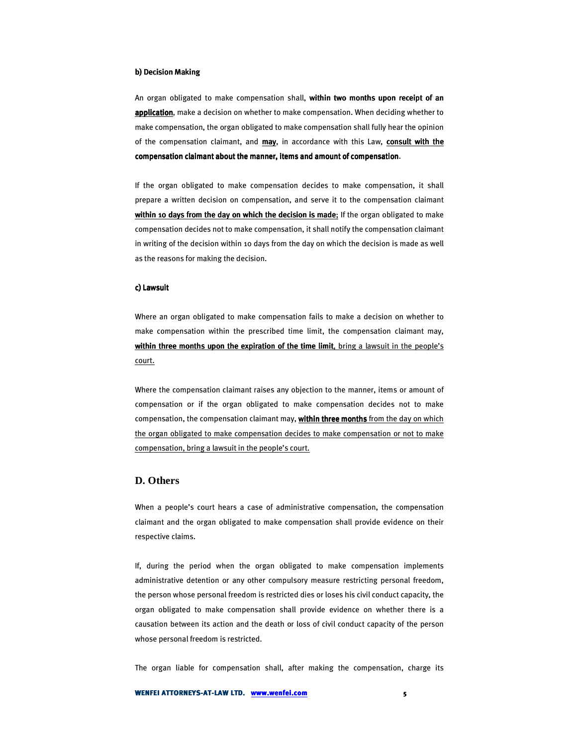#### b) Decision Making

An organ obligated to make compensation shall, **within two months upon receipt of an application**, make a decision on whether to make compensation. When deciding whether to make compensation, the organ obligated to make compensation shall fully hear the opinion of the compensation claimant, and **may**, in accordance with this Law, **consult with the compensation claimant about the manner, items and amount of compensation**.

If the organ obligated to make compensation decides to make compensation, it shall prepare a written decision on compensation, and serve it to the compensation claimant **within 10 days from the day on which the decision is made**; If the organ obligated to make compensation decides not to make compensation, it shall notify the compensation claimant in writing of the decision within 10 days from the day on which the decision is made as well as the reasons for making the decision.

#### c) Lawsuit

Where an organ obligated to make compensation fails to make a decision on whether to make compensation within the prescribed time limit, the compensation claimant may, **within three months upon the expiration of the time limit**, bring a lawsuit in the people's court.

Where the compensation claimant raises any objection to the manner, items or amount of compensation or if the organ obligated to make compensation decides not to make compensation, the compensation claimant may, **within three months** from the day on which the organ obligated to make compensation decides to make compensation or not to make compensation, bring a lawsuit in the people's court.

## D. Others

When a people's court hears a case of administrative compensation, the compensation claimant and the organ obligated to make compensation shall provide evidence on their respective claims.

If, during the period when the organ obligated to make compensation implements administrative detention or any other compulsory measure restricting personal freedom, the person whose personal freedom is restricted dies or loses his civil conduct capacity, the organ obligated to make compensation shall provide evidence on whether there is a causation between its action and the death or loss of civil conduct capacity of the person whose personal freedom is restricted.

The organ liable for compensation shall, after making the compensation, charge its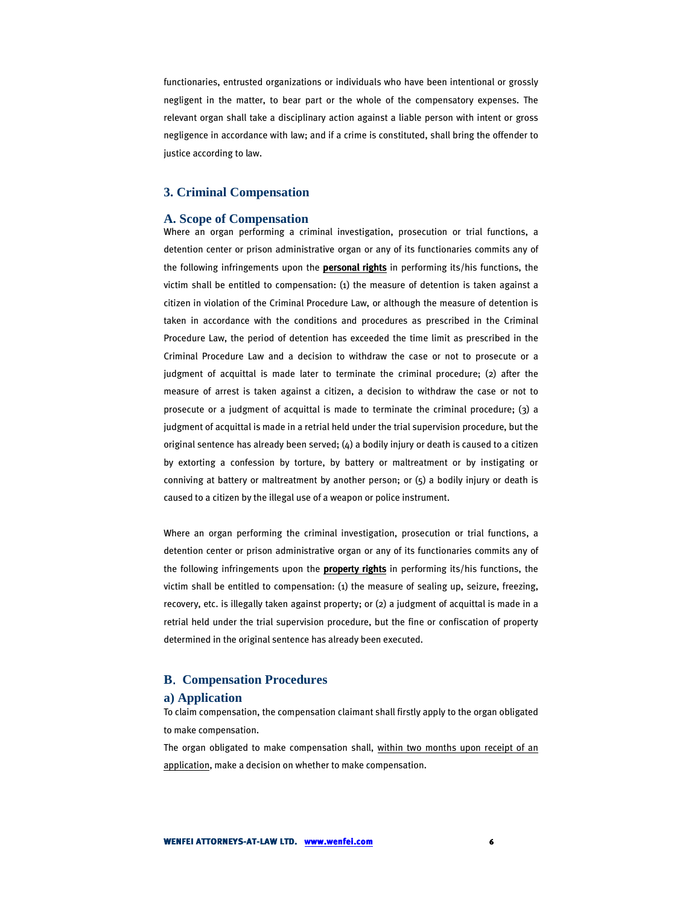functionaries, entrusted organizations or individuals who have been intentional or grossly negligent in the matter, to bear part or the whole of the compensatory expenses. The relevant organ shall take a disciplinary action against a liable person with intent or gross negligence in accordance with law; and if a crime is constituted, shall bring the offender to justice according to law.

## 3. Criminal Compensation

### A. Scope of Compensation

Where an organ performing a criminal investigation, prosecution or trial functions, a detention center or prison administrative organ or any of its functionaries commits any of the following infringements upon the **personal rights** in performing its/his functions, the victim shall be entitled to compensation: (1) the measure of detention is taken against a citizen in violation of the Criminal Procedure Law, or although the measure of detention is taken in accordance with the conditions and procedures as prescribed in the Criminal Procedure Law, the period of detention has exceeded the time limit as prescribed in the Criminal Procedure Law and a decision to withdraw the case or not to prosecute or a judgment of acquittal is made later to terminate the criminal procedure; (2) after the measure of arrest is taken against a citizen, a decision to withdraw the case or not to prosecute or a judgment of acquittal is made to terminate the criminal procedure; (3) a judgment of acquittal is made in a retrial held under the trial supervision procedure, but the original sentence has already been served; (4) a bodily injury or death is caused to a citizen by extorting a confession by torture, by battery or maltreatment or by instigating or conniving at battery or maltreatment by another person; or (5) a bodily injury or death is caused to a citizen by the illegal use of a weapon or police instrument.

Where an organ performing the criminal investigation, prosecution or trial functions, a detention center or prison administrative organ or any of its functionaries commits any of the following infringements upon the **property rights** in performing its/his functions, the victim shall be entitled to compensation: (1) the measure of sealing up, seizure, freezing, recovery, etc. is illegally taken against property; or (2) a judgment of acquittal is made in a retrial held under the trial supervision procedure, but the fine or confiscation of property determined in the original sentence has already been executed.

### B. Compensation Procedures

#### a) Application

To claim compensation, the compensation claimant shall firstly apply to the organ obligated to make compensation.

The organ obligated to make compensation shall, within two months upon receipt of an application, make a decision on whether to make compensation.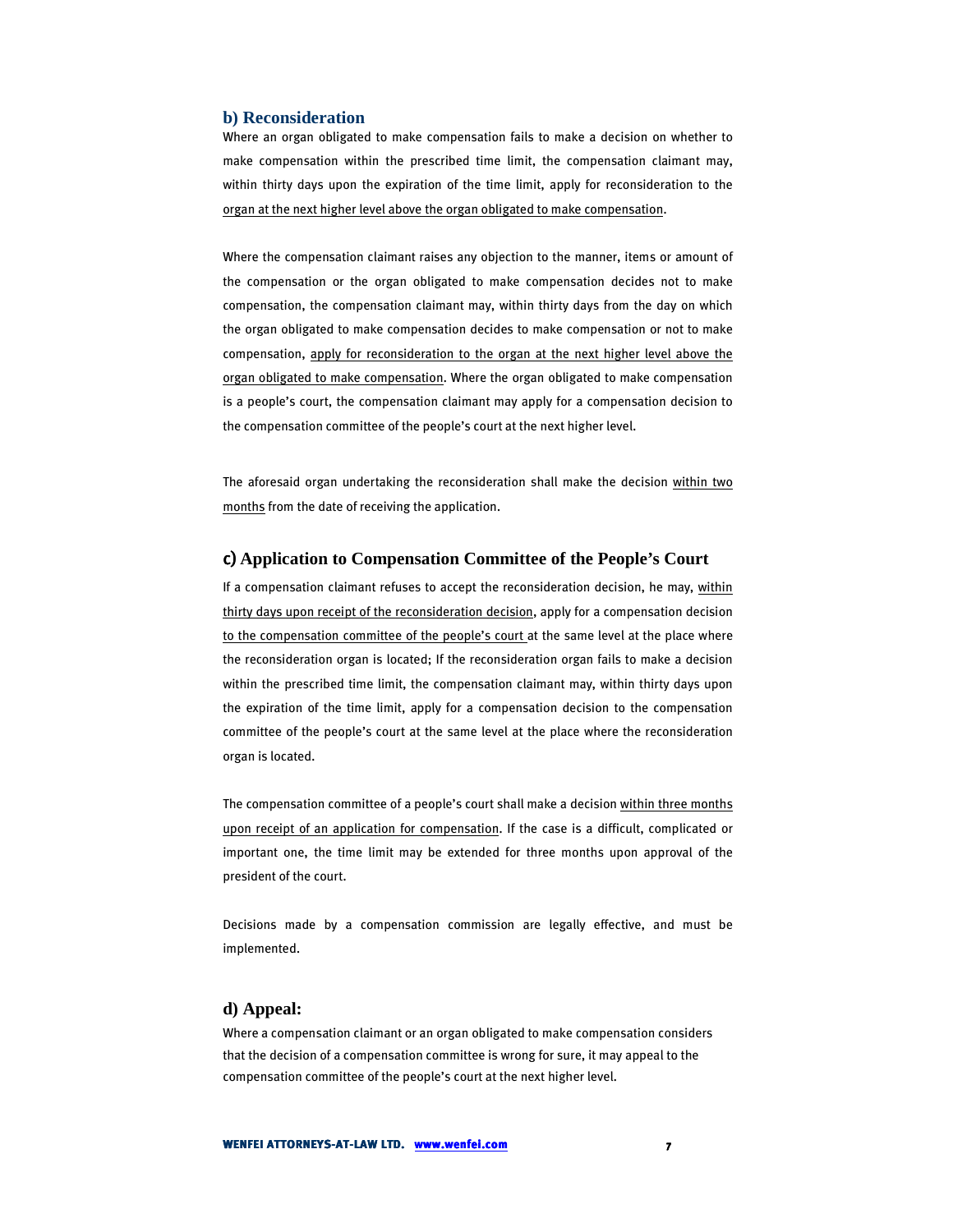### b) Reconsideration

Where an organ obligated to make compensation fails to make a decision on whether to make compensation within the prescribed time limit, the compensation claimant may, within thirty days upon the expiration of the time limit, apply for reconsideration to the organ at the next higher level above the organ obligated to make compensation.

Where the compensation claimant raises any objection to the manner, items or amount of the compensation or the organ obligated to make compensation decides not to make compensation, the compensation claimant may, within thirty days from the day on which the organ obligated to make compensation decides to make compensation or not to make compensation, apply for reconsideration to the organ at the next higher level above the organ obligated to make compensation. Where the organ obligated to make compensation is a people's court, the compensation claimant may apply for a compensation decision to the compensation committee of the people's court at the next higher level.

The aforesaid organ undertaking the reconsideration shall make the decision within two months from the date of receiving the application.

### c) Application to Compensation Committee of the People's Court

If a compensation claimant refuses to accept the reconsideration decision, he may, within thirty days upon receipt of the reconsideration decision, apply for a compensation decision to the compensation committee of the people's court at the same level at the place where the reconsideration organ is located; If the reconsideration organ fails to make a decision within the prescribed time limit, the compensation claimant may, within thirty days upon the expiration of the time limit, apply for a compensation decision to the compensation committee of the people's court at the same level at the place where the reconsideration organ is located.

The compensation committee of a people's court shall make a decision within three months upon receipt of an application for compensation. If the case is a difficult, complicated or important one, the time limit may be extended for three months upon approval of the president of the court.

Decisions made by a compensation commission are legally effective, and must be implemented.

### d) Appeal:

Where a compensation claimant or an organ obligated to make compensation considers that the decision of a compensation committee is wrong for sure, it may appeal to the compensation committee of the people's court at the next higher level.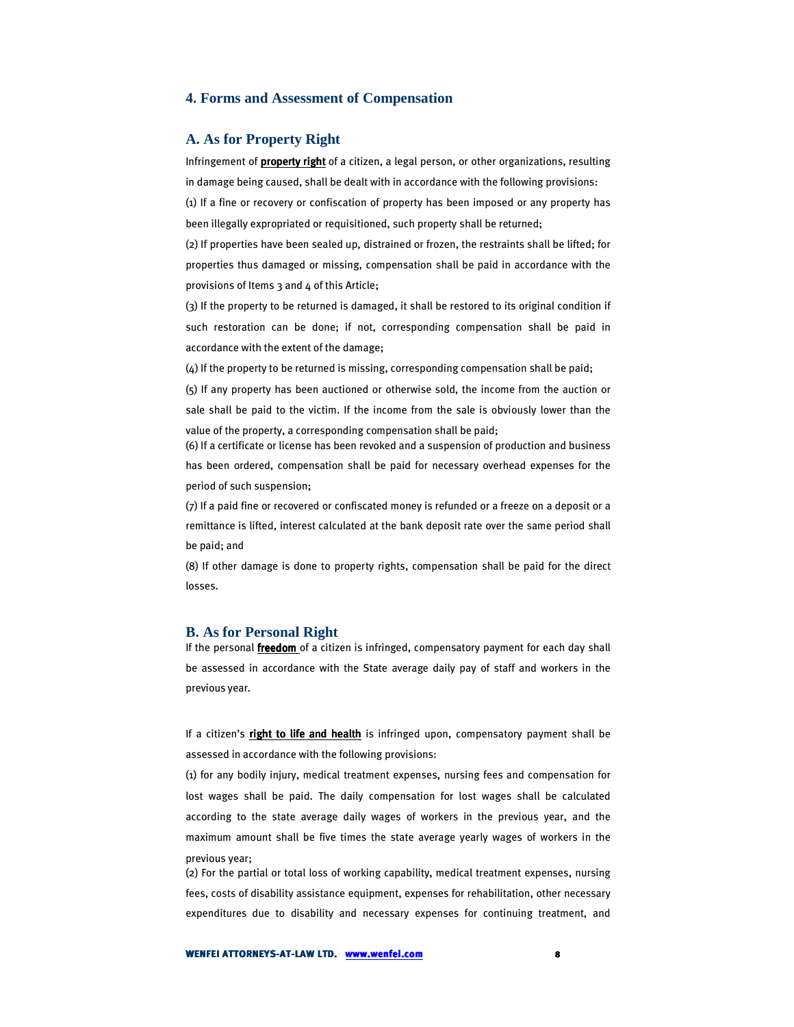## 4. Forms and Assessment of Compensation

### A. As for Property Right

Infringement of **property right** of a citizen, a legal person, or other organizations, resulting in damage being caused, shall be dealt with in accordance with the following provisions:

(1) If a fine or recovery or confiscation of property has been imposed or any property has been illegally expropriated or requisitioned, such property shall be returned;

(2) If properties have been sealed up, distrained or frozen, the restraints shall be lifted; for properties thus damaged or missing, compensation shall be paid in accordance with the provisions of Items 3 and 4 of this Article;

(3) If the property to be returned is damaged, it shall be restored to its original condition if such restoration can be done; if not, corresponding compensation shall be paid in accordance with the extent of the damage;

(4) If the property to be returned is missing, corresponding compensation shall be paid;

(5) If any property has been auctioned or otherwise sold, the income from the auction or sale shall be paid to the victim. If the income from the sale is obviously lower than the value of the property, a corresponding compensation shall be paid;

(6) If a certificate or license has been revoked and a suspension of production and business has been ordered, compensation shall be paid for necessary overhead expenses for the period of such suspension;

(7) If a paid fine or recovered or confiscated money is refunded or a freeze on a deposit or a remittance is lifted, interest calculated at the bank deposit rate over the same period shall be paid; and

(8) If other damage is done to property rights, compensation shall be paid for the direct losses.

### B. As for Personal Right

If the personal **freedom** of a citizen is infringed, compensatory payment for each day shall be assessed in accordance with the State average daily pay of staff and workers in the previous year.

If a citizen's **right to life and health** is infringed upon, compensatory payment shall be assessed in accordance with the following provisions:

(1) for any bodily injury, medical treatment expenses, nursing fees and compensation for lost wages shall be paid. The daily compensation for lost wages shall be calculated according to the state average daily wages of workers in the previous year, and the maximum amount shall be five times the state average yearly wages of workers in the previous year;

(2) For the partial or total loss of working capability, medical treatment expenses, nursing fees, costs of disability assistance equipment, expenses for rehabilitation, other necessary expenditures due to disability and necessary expenses for continuing treatment, and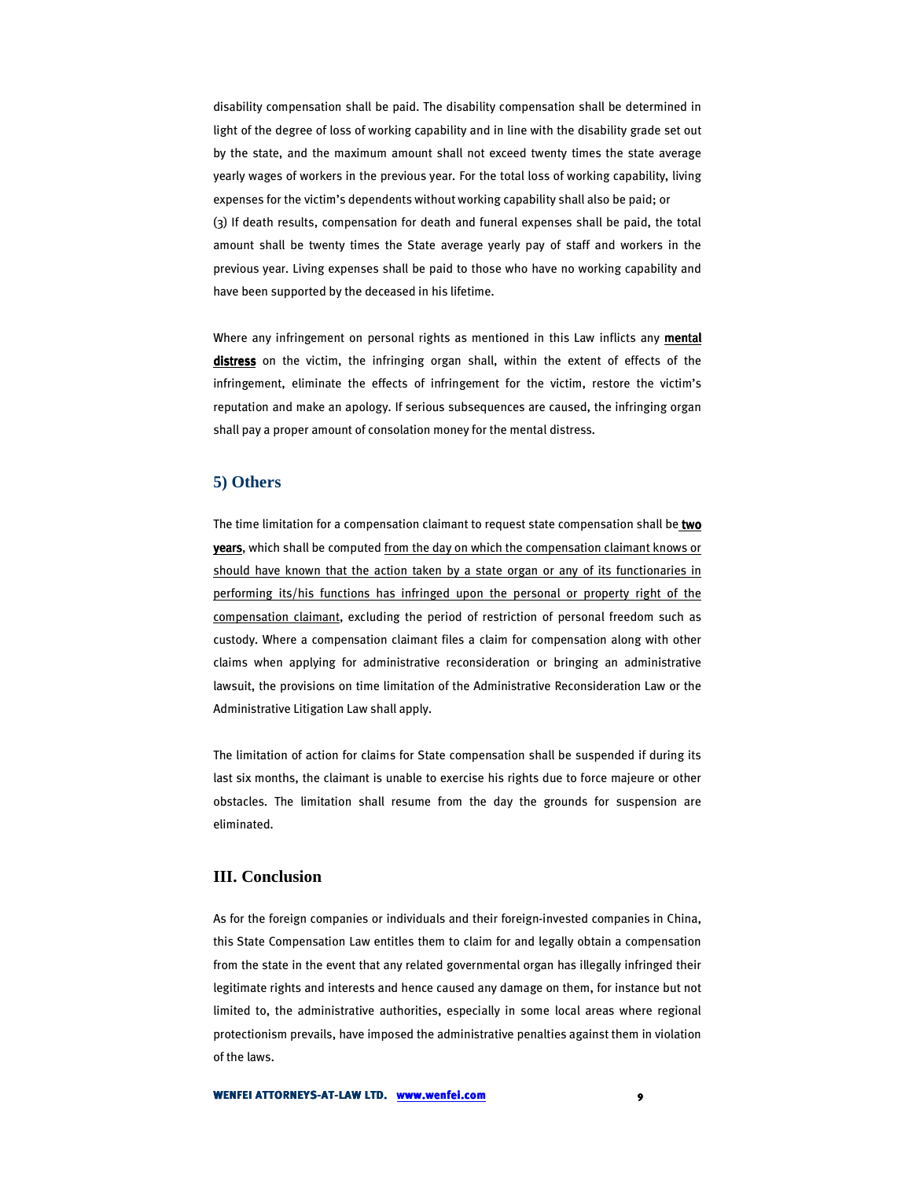disability compensation shall be paid. The disability compensation shall be determined in light of the degree of loss of working capability and in line with the disability grade set out by the state, and the maximum amount shall not exceed twenty times the state average yearly wages of workers in the previous year. For the total loss of working capability, living expenses for the victim's dependents without working capability shall also be paid; or

(3) If death results, compensation for death and funeral expenses shall be paid, the total amount shall be twenty times the State average yearly pay of staff and workers in the previous year. Living expenses shall be paid to those who have no working capability and have been supported by the deceased in his lifetime.

Where any infringement on personal rights as mentioned in this Law inflicts any **mental distress** on the victim, the infringing organ shall, within the extent of effects of the infringement, eliminate the effects of infringement for the victim, restore the victim's reputation and make an apology. If serious subsequences are caused, the infringing organ shall pay a proper amount of consolation money for the mental distress.

### 5) Others

The time limitation for a compensation claimant to request state compensation shall be **two years**, which shall be computed from the day on which the compensation claimant knows or should have known that the action taken by a state organ or any of its functionaries in performing its/his functions has infringed upon the personal or property right of the compensation claimant, excluding the period of restriction of personal freedom such as custody. Where a compensation claimant files a claim for compensation along with other claims when applying for administrative reconsideration or bringing an administrative lawsuit, the provisions on time limitation of the Administrative Reconsideration Law or the Administrative Litigation Law shall apply.

The limitation of action for claims for State compensation shall be suspended if during its last six months, the claimant is unable to exercise his rights due to force majeure or other obstacles. The limitation shall resume from the day the grounds for suspension are eliminated.

## III. Conclusion

As for the foreign companies or individuals and their foreign-invested companies in China, this State Compensation Law entitles them to claim for and legally obtain a compensation from the state in the event that any related governmental organ has illegally infringed their legitimate rights and interests and hence caused any damage on them, for instance but not limited to, the administrative authorities, especially in some local areas where regional protectionism prevails, have imposed the administrative penalties against them in violation of the laws.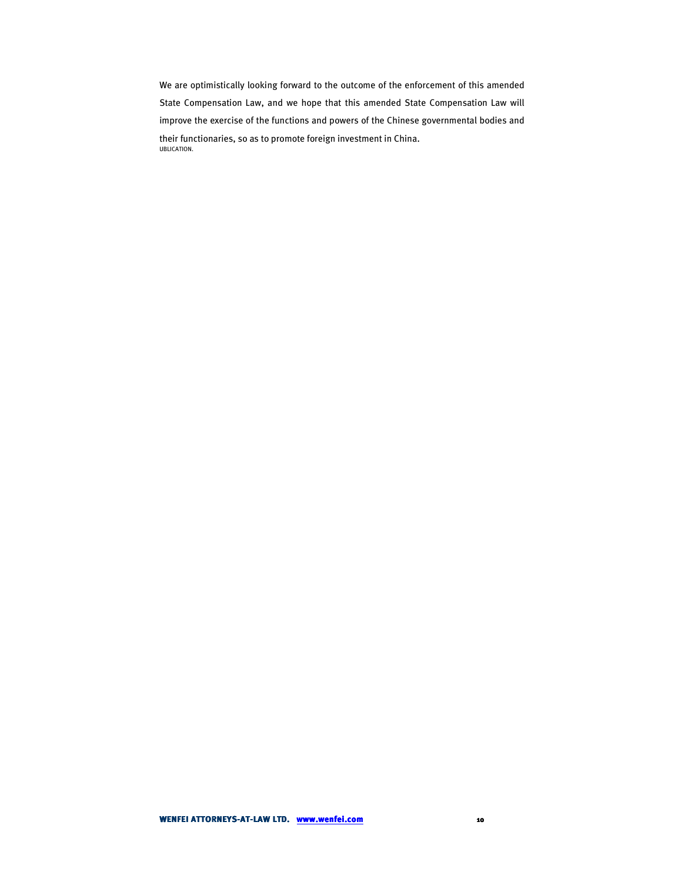We are optimistically looking forward to the outcome of the enforcement of this amended State Compensation Law, and we hope that this amended State Compensation Law will improve the exercise of the functions and powers of the Chinese governmental bodies and their functionaries, so as to promote foreign investment in China.

UBLICATION.